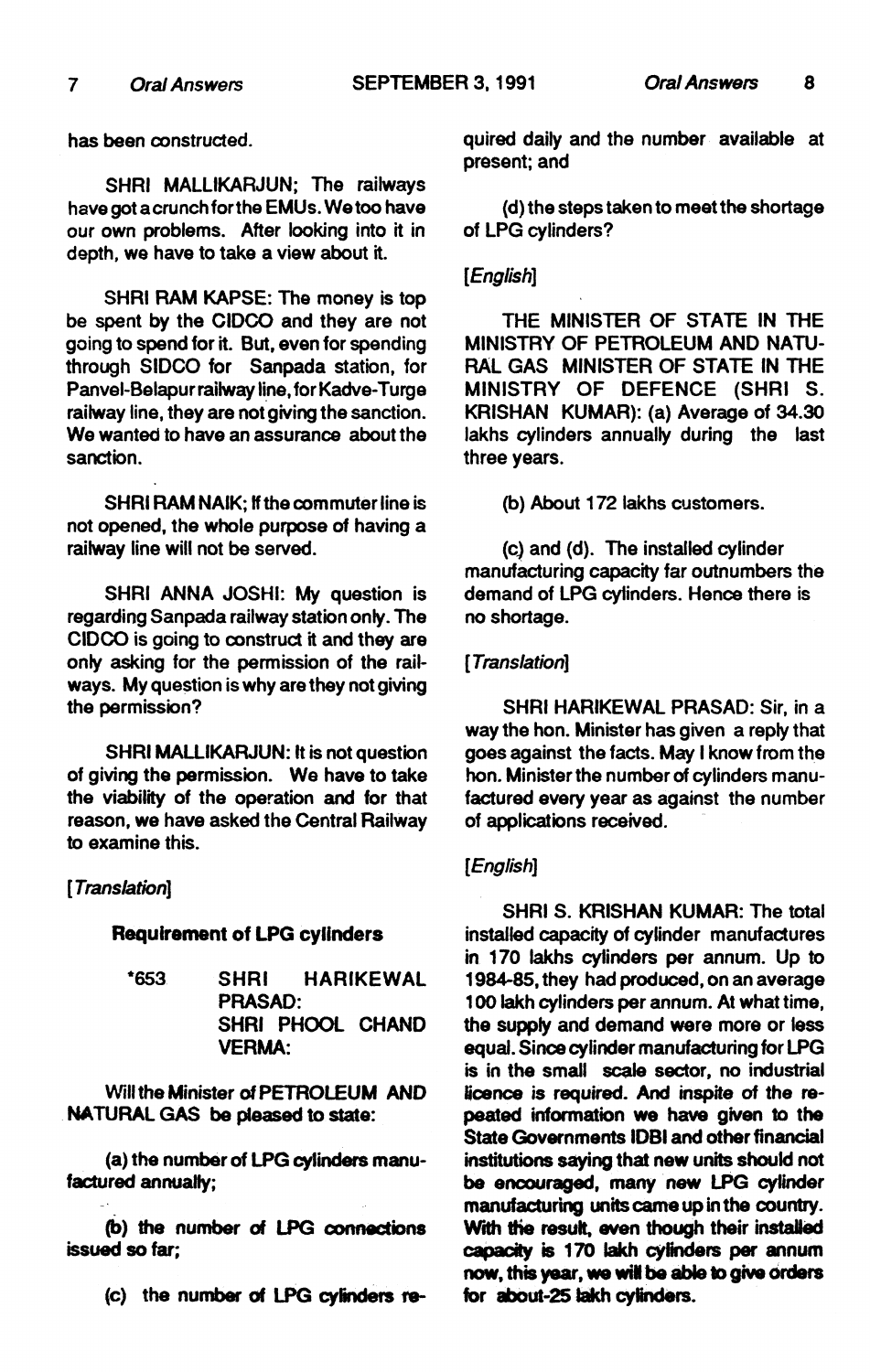has been constructed.

SHRI MALLIKARJUN; The railways have got a crunch for the EMUs. We too have our own problems. After looking into it in depth, we have to take a view about it.

SHRI RAM KAPSE: The money is top be spent by the CIDCO and they are not going to spend for it. But, even for spending through SIDCO for Sanpada station, for Panvel-Belapur railway line, for Kadve-Turge railway line, they are not giving the sanction. We wanted to have an assurance about the sanction.

SHRI RAM NAIK; If the commuter line is not opened, the whole purpose of having a railway line will not be served.

SHRI ANNA JOSHI: My question is regarding Sanpada railway station only. The CIDCO is going to construct it and they are only asking for the permission of the railways. My question is why are they not giving the permission?

SHRI MALLIKARJUN: It is not question of giving the permission. We have to take the viability of the operation and for that reason, we have asked the Central Railway to examine this.

*[Translation]*

**Requirement of LPG cylinders**

*653 SHRI HARIKEWAL PRASAD:
SHRI PHOOL CHAND VERMA:

Will the Minister of PETROLEUM AND NATURAL GAS be pleased to state:

(a) the number of LPG cylinders manufactured annually;

(b) the number of LPG connections issued so far;

(c) the number of LPG cylinders required daily and the number available at present; and

(d) the steps taken to meet the shortage of LPG cylinders?

*[English]*

THE MINISTER OF STATE IN THE MINISTRY OF PETROLEUM AND NATURAL GAS MINISTER OF STATE IN THE MINISTRY OF DEFENCE (SHRI S. KRISHAN KUMAR): (a) Average of 34.30 lakhs cylinders annually during the last three years.

(b) About 172 lakhs customers.

(c) and (d). The installed cylinder manufacturing capacity far outnumbers the demand of LPG cylinders. Hence there is no shortage.

*[Translation]*

SHRI HARIKEWAL PRASAD: Sir, in a way the hon. Minister has given a reply that goes against the facts. May I know from the hon. Minister the number of cylinders manufactured every year as against the number of applications received.

*[English]*

SHRI S. KRISHAN KUMAR: The total installed capacity of cylinder manufactures in 170 lakhs cylinders per annum. Up to 1984-85, they had produced, on an average 100 lakh cylinders per annum. At what time, the supply and demand were more or less equal. Since cylinder manufacturing for LPG is in the small scale sector, no industrial licence is required. And inspite of the repeated information we have given to the State Governments IDBI and other financial institutions saying that new units should not be encouraged, many new LPG cylinder manufacturing units came up in the country. With the result, even though their installed capacity is 170 lakh cylinders per annum now, this year, we will be able to give orders for about-25 lakh cylinders.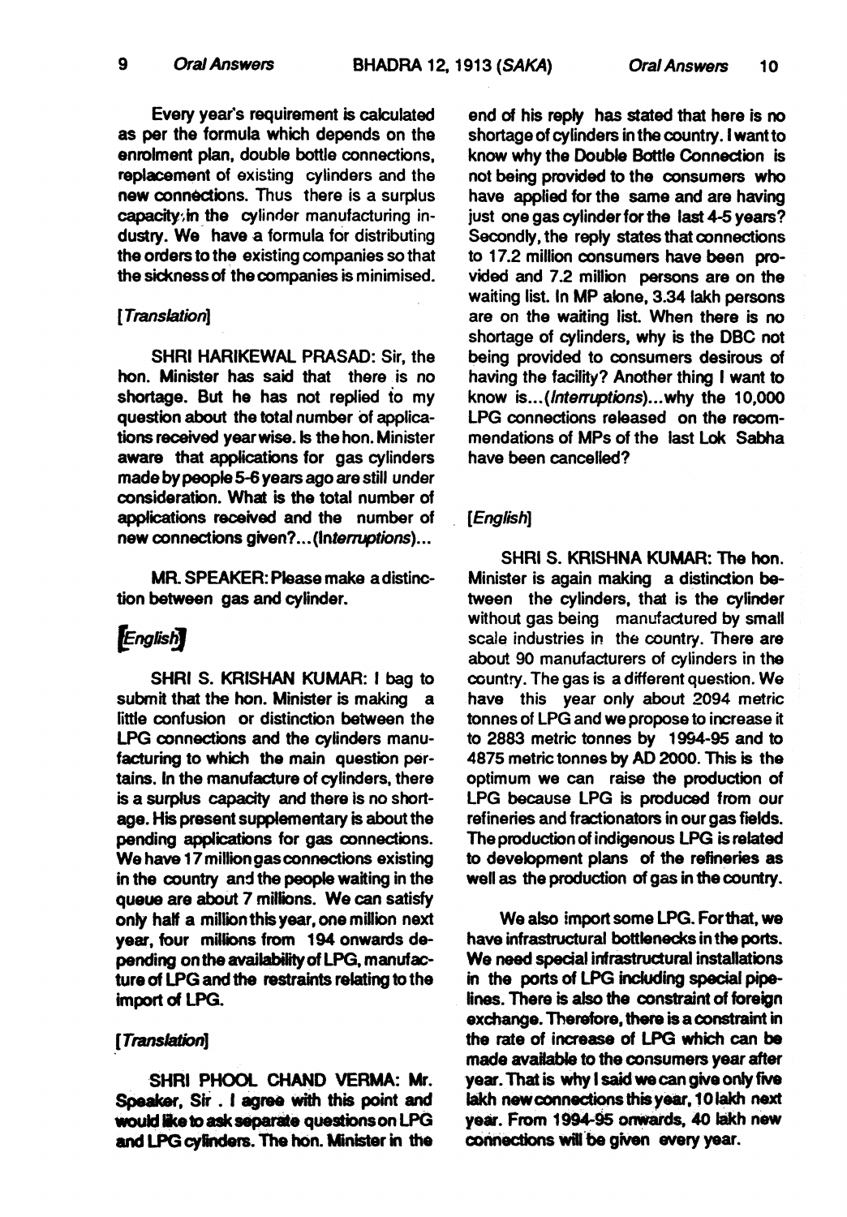Every year's requirement is calculated as per the formula which depends on the enrolment plan, double bottle connections, replacement of existing cylinders and the new connections. Thus there is a surplus capacity in the cylinder manufacturing industry. We have a formula for distributing the orders to the existing companies so that the sickness of the companies is minimised.

*[Translation]*

SHRI HARIKEWAL PRASAD: Sir, the hon. Minister has said that there is no shortage. But he has not replied to my question about the total number of applications received year wise. Is the hon. Minister aware that applications for gas cylinders made by people 5-6 years ago are still under consideration. What is the total number of applications received and the number of new connections given?...(*Interruptions*)...

MR. SPEAKER: Please make a distinction between gas and cylinder.

*[English]*

SHRI S. KRISHAN KUMAR: I bag to submit that the hon. Minister is making a little confusion or distinction between the LPG connections and the cylinders manufacturing to which the main question pertains. In the manufacture of cylinders, there is a surplus capacity and there is no shortage. His present supplementary is about the pending applications for gas connections. We have 17 million gas connections existing in the country and the people waiting in the queue are about 7 millions. We can satisfy only half a million this year, one million next year, four millions from 194 onwards depending on the availability of LPG, manufacture of LPG and the restraints relating to the import of LPG.

*[Translation]*

SHRI PHOOL CHAND VERMA: Mr. Speaker, Sir. I agree with this point and would like to ask separate questions on LPG and LPG cylinders. The hon. Minister in the end of his reply has stated that here is no shortage of cylinders in the country. I want to know why the Double Bottle Connection is not being provided to the consumers who have applied for the same and are having just one gas cylinder for the last 4-5 years? Secondly, the reply states that connections to 17.2 million consumers have been provided and 7.2 million persons are on the waiting list. In MP alone, 3.34 lakh persons are on the waiting list. When there is no shortage of cylinders, why is the DBC not being provided to consumers desirous of having the facility? Another thing I want to know is...(*Interruptions*)...why the 10,000 LPG connections released on the recommendations of MPs of the last Lok Sabha have been cancelled?

*[English]*

SHRI S. KRISHNA KUMAR: The hon. Minister is again making a distinction between the cylinders, that is the cylinder without gas being manufactured by small scale industries in the country. There are about 90 manufacturers of cylinders in the country. The gas is a different question. We have this year only about 2094 metric tonnes of LPG and we propose to increase it to 2883 metric tonnes by 1994-95 and to 4875 metric tonnes by AD 2000. This is the optimum we can raise the production of LPG because LPG is produced from our refineries and fractionators in our gas fields. The production of indigenous LPG is related to development plans of the refineries as well as the production of gas in the country.

We also import some LPG. For that, we have infrastructural bottlenecks in the ports. We need special infrastructural installations in the ports of LPG including special pipelines. There is also the constraint of foreign exchange. Therefore, there is a constraint in the rate of increase of LPG which can be made available to the consumers year after year. That is why I said we can give only five lakh new connections this year, 10 lakh next year. From 1994-95 onwards, 40 lakh new connections will be given every year.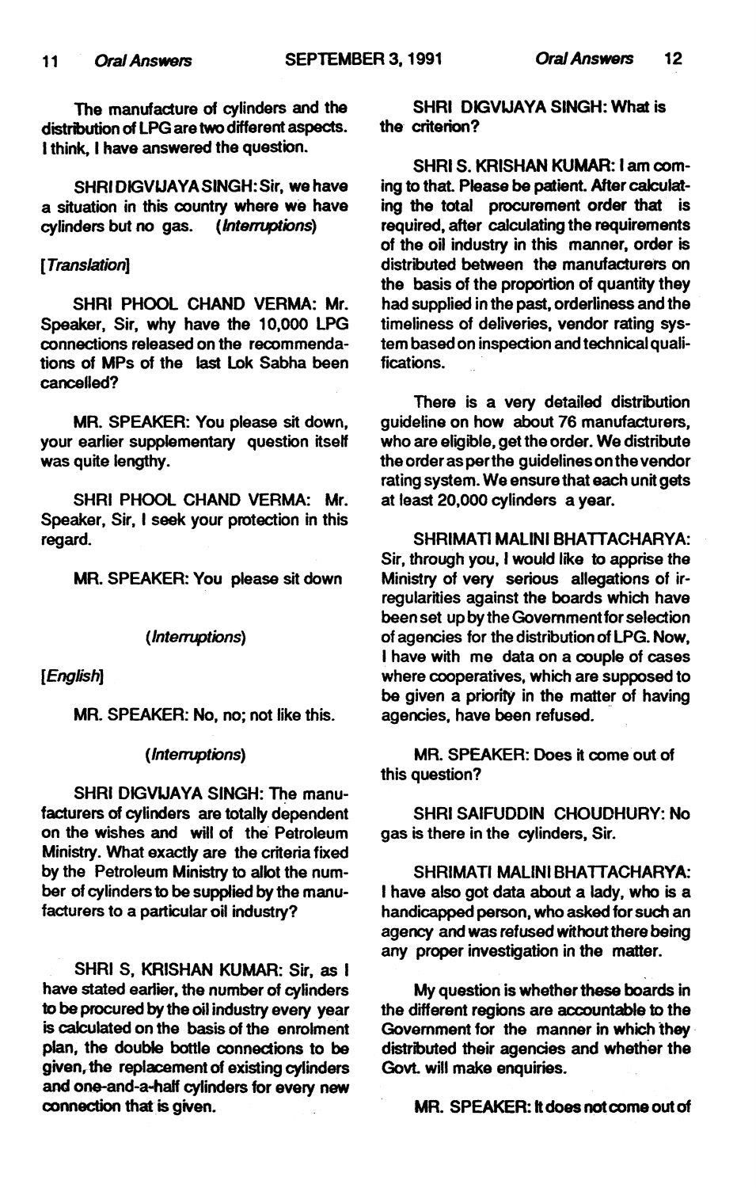The manufacture of cylinders and the distribution of LPG are two different aspects. I think, I have answered the question.

SHRI DIGVIJAYA SINGH: Sir, we have a situation in this country where we have cylinders but no gas. *(Interruptions)*

*[Translation]*

SHRI PHOOL CHAND VERMA: Mr. Speaker, Sir, why have the 10,000 LPG connections released on the recommendations of MPs of the last Lok Sabha been cancelled?

MR. SPEAKER: You please sit down, your earlier supplementary question itself was quite lengthy.

SHRI PHOOL CHAND VERMA: Mr. Speaker, Sir, I seek your protection in this regard.

MR. SPEAKER: You please sit down

*(Interruptions)*

*[English]*

MR. SPEAKER: No, no; not like this.

*(Interruptions)*

SHRI DIGVIJAYA SINGH: The manufacturers of cylinders are totally dependent on the wishes and will of the Petroleum Ministry. What exactly are the criteria fixed by the Petroleum Ministry to allot the number of cylinders to be supplied by the manufacturers to a particular oil industry?

SHRI S, KRISHAN KUMAR: Sir, as I have stated earlier, the number of cylinders to be procured by the oil industry every year is calculated on the basis of the enrolment plan, the double bottle connections to be given, the replacement of existing cylinders and one-and-a-half cylinders for every new connection that is given.

SHRI DIGVIJAYA SINGH: What is the criterion?

SHRI S. KRISHAN KUMAR: I am coming to that. Please be patient. After calculating the total procurement order that is required, after calculating the requirements of the oil industry in this manner, order is distributed between the manufacturers on the basis of the proportion of quantity they had supplied in the past, orderliness and the timeliness of deliveries, vendor rating system based on inspection and technical qualifications.

There is a very detailed distribution guideline on how about 76 manufacturers, who are eligible, get the order. We distribute the order as per the guidelines on the vendor rating system. We ensure that each unit gets at least 20,000 cylinders a year.

SHRIMATI MALINI BHATTACHARYA: Sir, through you, I would like to apprise the Ministry of very serious allegations of irregularities against the boards which have been set up by the Government for selection of agencies for the distribution of LPG. Now, I have with me data on a couple of cases where cooperatives, which are supposed to be given a priority in the matter of having agencies, have been refused.

MR. SPEAKER: Does it come out of this question?

SHRI SAIFUDDIN CHOUDHURY: No gas is there in the cylinders, Sir.

SHRIMATI MALINI BHATTACHARYA: I have also got data about a lady, who is a handicapped person, who asked for such an agency and was refused without there being any proper investigation in the matter.

My question is whether these boards in the different regions are accountable to the Government for the manner in which they distributed their agencies and whether the Govt. will make enquiries.

MR. SPEAKER: It does not come out of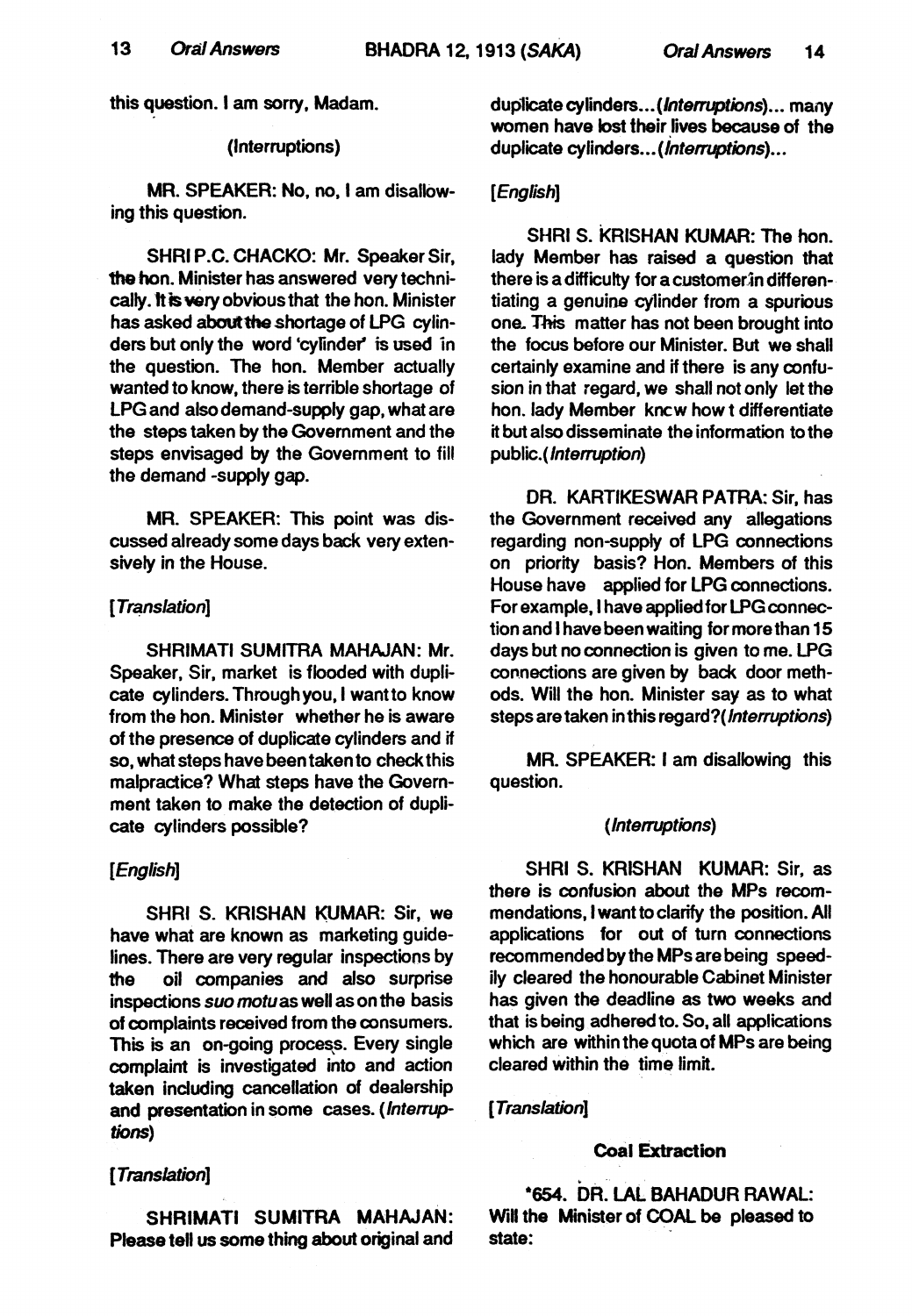this question. I am sorry, Madam.

(Interruptions)

MR. SPEAKER: No, no, I am disallowing this question.

SHRI P.C. CHACKO: Mr. Speaker Sir, the hon. Minister has answered very technically. It is very obvious that the hon. Minister has asked about the shortage of LPG cylinders but only the word 'cylinder' is used in the question. The hon. Member actually wanted to know, there is terrible shortage of LPG and also demand-supply gap, what are the steps taken by the Government and the steps envisaged by the Government to fill the demand -supply gap.

MR. SPEAKER: This point was discussed already some days back very extensively in the House.

*[Translation]*

SHRIMATI SUMITRA MAHAJAN: Mr. Speaker, Sir, market is flooded with duplicate cylinders. Through you, I want to know from the hon. Minister whether he is aware of the presence of duplicate cylinders and if so, what steps have been taken to check this malpractice? What steps have the Government taken to make the detection of duplicate cylinders possible?

*[English]*

SHRI S. KRISHAN KUMAR: Sir, we have what are known as marketing guidelines. There are very regular inspections by the oil companies and also surprise inspections *suo motu* as well as on the basis of complaints received from the consumers. This is an on-going process. Every single complaint is investigated into and action taken including cancellation of dealership and presentation in some cases. (*Interruptions*)

*[Translation]*

SHRIMATI SUMITRA MAHAJAN: Please tell us some thing about original and duplicate cylinders...(*Interruptions*)... many women have lost their lives because of the duplicate cylinders...(*Interruptions*)...

*[English]*

SHRI S. KRISHAN KUMAR: The hon. lady Member has raised a question that there is a difficulty for a customer in differentiating a genuine cylinder from a spurious one. This matter has not been brought into the focus before our Minister. But we shall certainly examine and if there is any confusion in that regard, we shall not only let the hon. lady Member knew how t differentiate it but also disseminate the information to the public.(*Interruption*)

DR. KARTIKESWAR PATRA: Sir, has the Government received any allegations regarding non-supply of LPG connections on priority basis? Hon. Members of this House have applied for LPG connections. For example, I have applied for LPG connection and I have been waiting for more than 15 days but no connection is given to me. LPG connections are given by back door methods. Will the hon. Minister say as to what steps are taken in this regard?(*Interruptions*)

MR. SPEAKER: I am disallowing this question.

(*Interruptions*)

SHRI S. KRISHAN KUMAR: Sir, as there is confusion about the MPs recommendations, I want to clarify the position. All applications for out of turn connections recommended by the MPs are being speedily cleared the honourable Cabinet Minister has given the deadline as two weeks and that is being adhered to. So, all applications which are within the quota of MPs are being cleared within the time limit.

*[Translation]*

**Coal Extraction**

*654. DR. LAL BAHADUR RAWAL: Will the Minister of COAL be pleased to state: